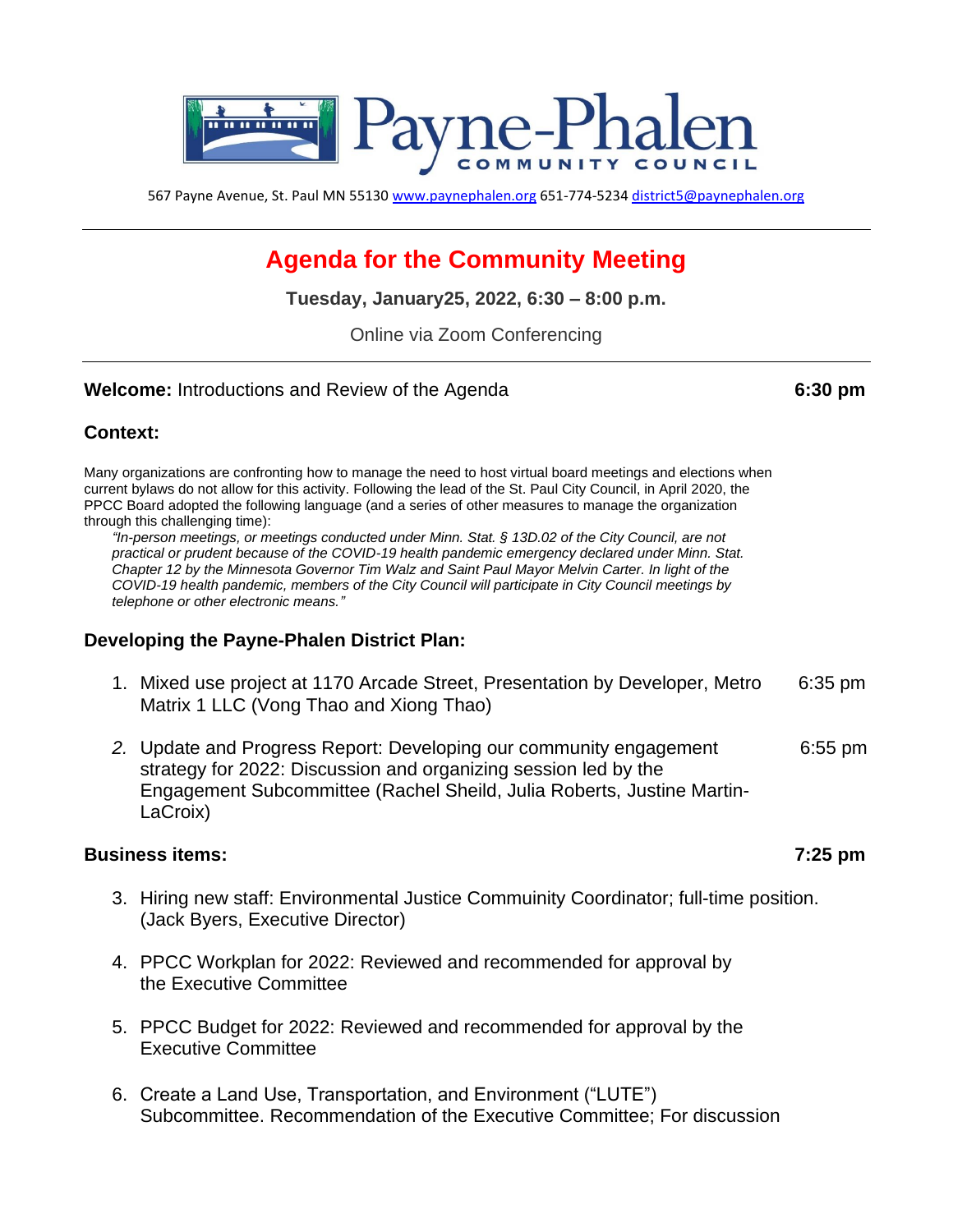# Payne-Phalen COMMUNITY COUNCIL

567 Payne Avenue, St. Paul MN 55130 www.paynephalen.org 651-774-5234 district5@paynephalen.org

---

## Agenda for the Community Meeting

**Tuesday, January25, 2022, 6:30 – 8:00 p.m.**

Online via Zoom Conferencing

---

**Welcome:** Introductions and Review of the Agenda **6:30 pm**

### Context:

Many organizations are confronting how to manage the need to host virtual board meetings and elections when current bylaws do not allow for this activity. Following the lead of the St. Paul City Council, in April 2020, the PPCC Board adopted the following language (and a series of other measures to manage the organization through this challenging time):

> *"In-person meetings, or meetings conducted under Minn. Stat. § 13D.02 of the City Council, are not practical or prudent because of the COVID-19 health pandemic emergency declared under Minn. Stat. Chapter 12 by the Minnesota Governor Tim Walz and Saint Paul Mayor Melvin Carter. In light of the COVID-19 health pandemic, members of the City Council will participate in City Council meetings by telephone or other electronic means."*

### Developing the Payne-Phalen District Plan:

1. Mixed use project at 1170 Arcade Street, Presentation by Developer, Metro Matrix 1 LLC (Vong Thao and Xiong Thao) — 6:35 pm

2. Update and Progress Report: Developing our community engagement strategy for 2022: Discussion and organizing session led by the Engagement Subcommittee (Rachel Sheild, Julia Roberts, Justine Martin-LaCroix) — 6:55 pm

### Business items: 7:25 pm

3. Hiring new staff: Environmental Justice Commuinity Coordinator; full-time position. (Jack Byers, Executive Director)

4. PPCC Workplan for 2022: Reviewed and recommended for approval by the Executive Committee

5. PPCC Budget for 2022: Reviewed and recommended for approval by the Executive Committee

6. Create a Land Use, Transportation, and Environment ("LUTE") Subcommittee. Recommendation of the Executive Committee; For discussion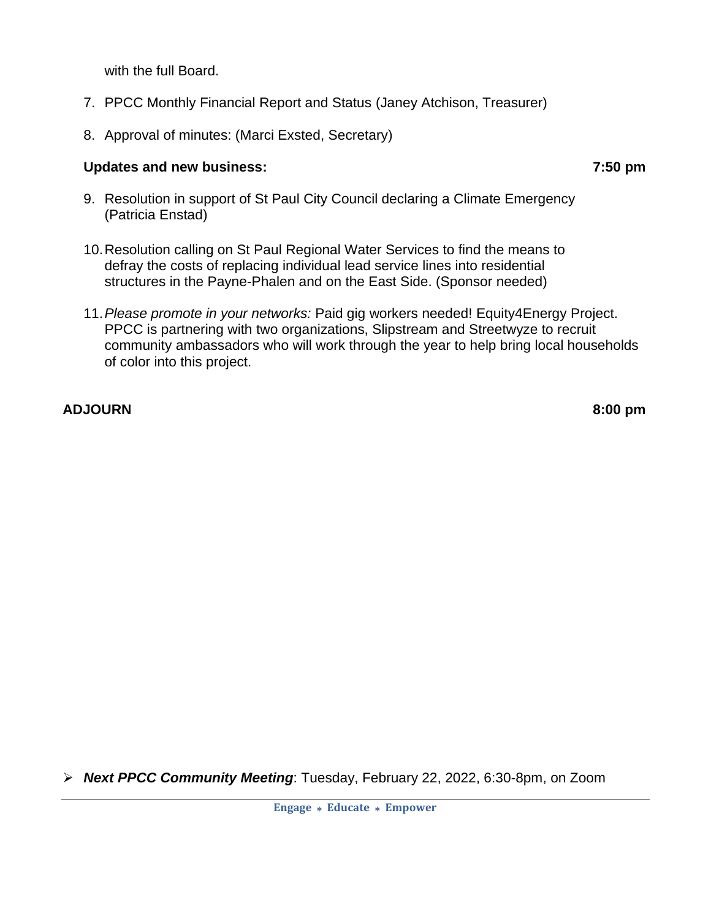with the full Board.

7. PPCC Monthly Financial Report and Status (Janey Atchison, Treasurer)

8. Approval of minutes: (Marci Exsted, Secretary)

**Updates and new business:** **7:50 pm**

9. Resolution in support of St Paul City Council declaring a Climate Emergency (Patricia Enstad)

10. Resolution calling on St Paul Regional Water Services to find the means to defray the costs of replacing individual lead service lines into residential structures in the Payne-Phalen and on the East Side. (Sponsor needed)

11. *Please promote in your networks:* Paid gig workers needed! Equity4Energy Project. PPCC is partnering with two organizations, Slipstream and Streetwyze to recruit community ambassadors who will work through the year to help bring local households of color into this project.

**ADJOURN** **8:00 pm**

- ***Next PPCC Community Meeting***: Tuesday, February 22, 2022, 6:30-8pm, on Zoom

**Engage * Educate * Empower**